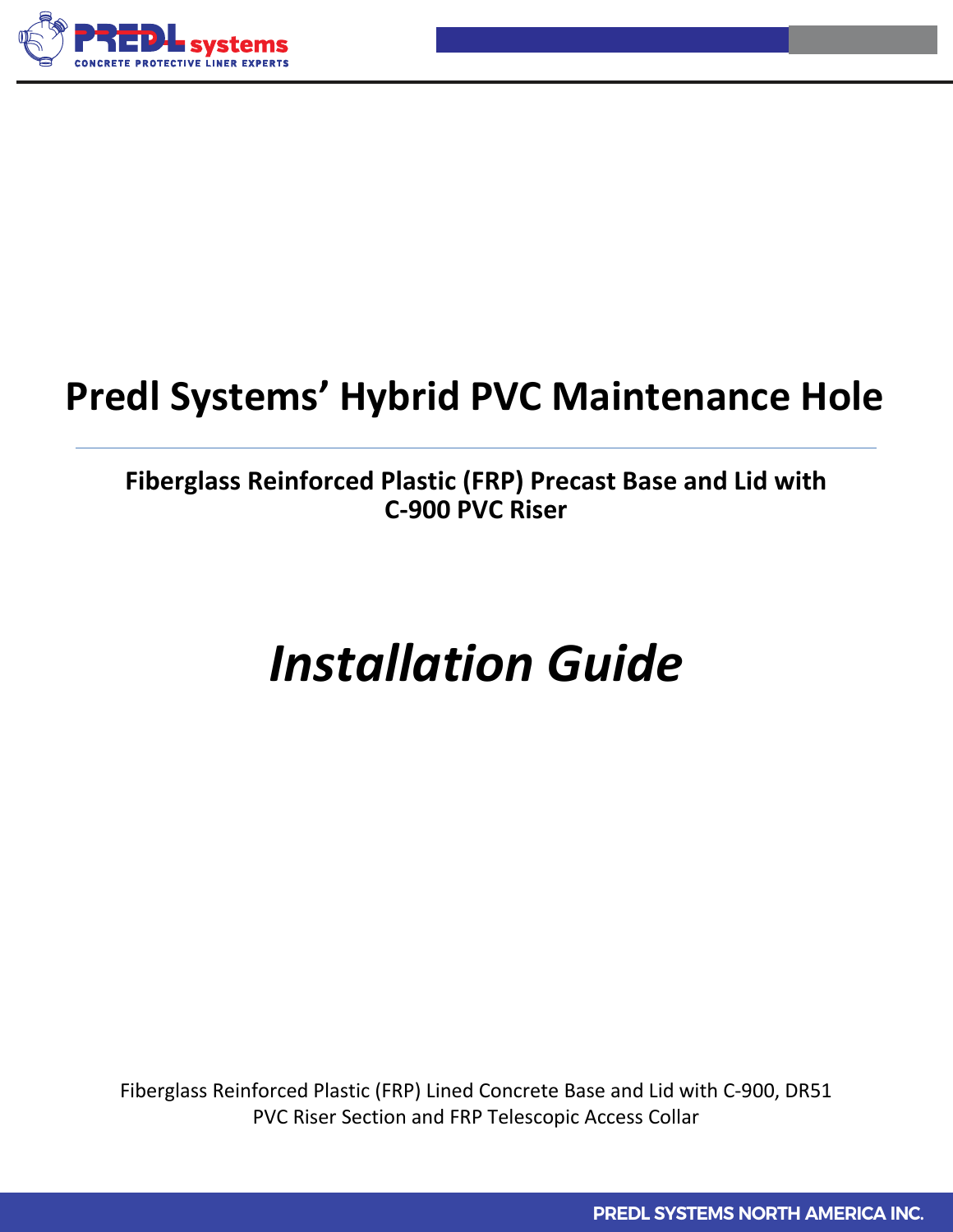# Predl Systems' Hybrid PVC Maintenance Hole

---

**Fiberglass Reinforced Plastic (FRP) Precast Base and Lid with C-900 PVC Riser**

## *Installation Guide*

Fiberglass Reinforced Plastic (FRP) Lined Concrete Base and Lid with C-900, DR51 PVC Riser Section and FRP Telescopic Access Collar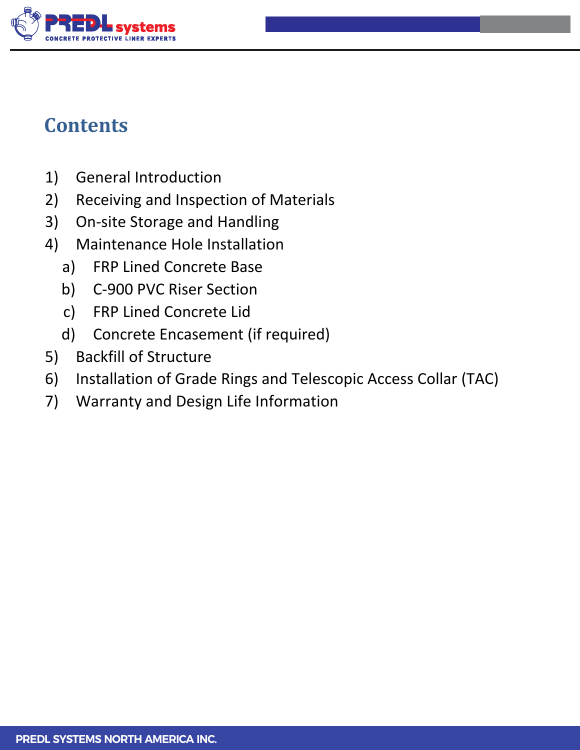# Contents

1) General Introduction
2) Receiving and Inspection of Materials
3) On-site Storage and Handling
4) Maintenance Hole Installation
   a) FRP Lined Concrete Base
   b) C-900 PVC Riser Section
   c) FRP Lined Concrete Lid
   d) Concrete Encasement (if required)
5) Backfill of Structure
6) Installation of Grade Rings and Telescopic Access Collar (TAC)
7) Warranty and Design Life Information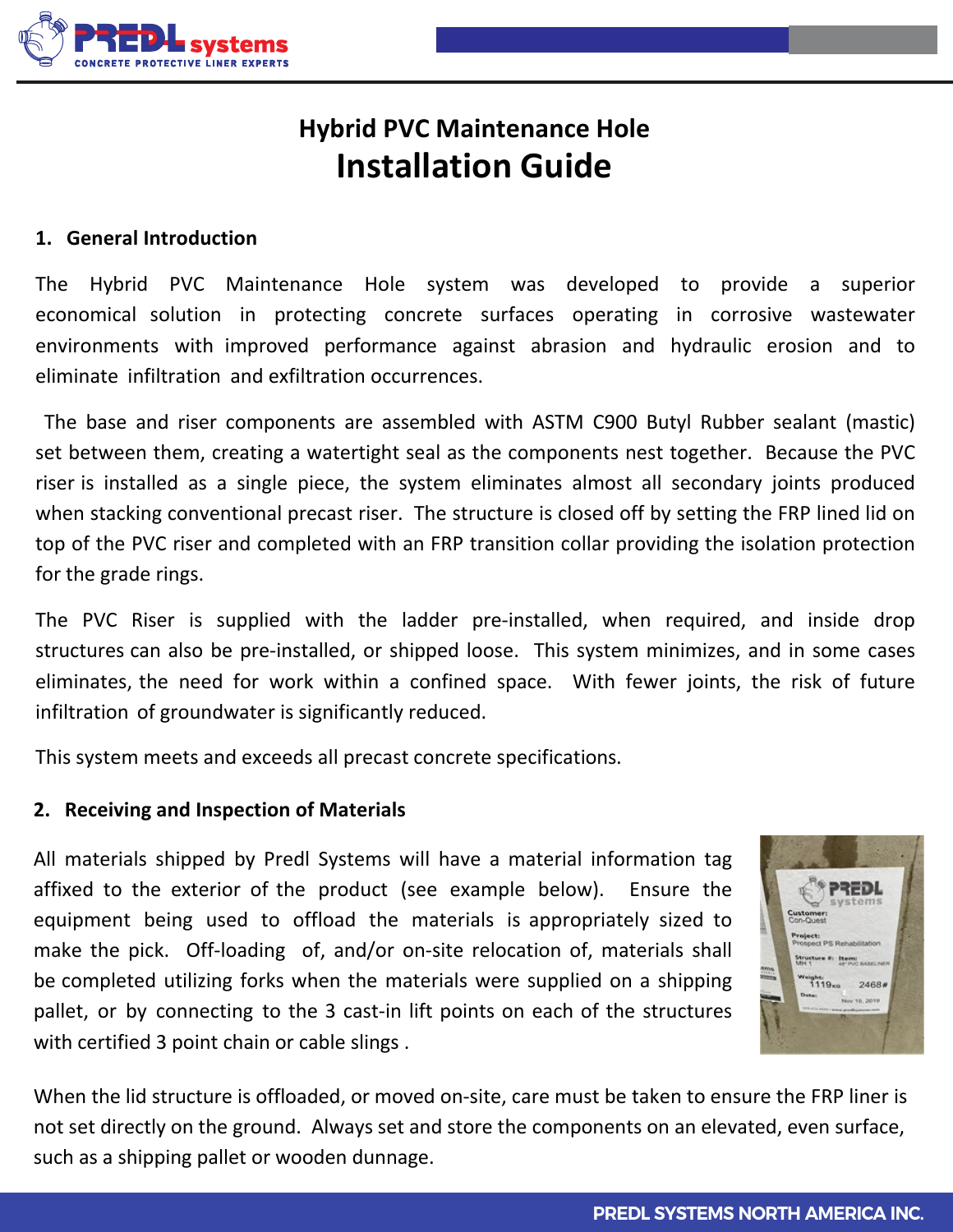# Hybrid PVC Maintenance Hole
# Installation Guide

## 1. General Introduction

The Hybrid PVC Maintenance Hole system was developed to provide a superior economical solution in protecting concrete surfaces operating in corrosive wastewater environments with improved performance against abrasion and hydraulic erosion and to eliminate infiltration and exfiltration occurrences.

The base and riser components are assembled with ASTM C900 Butyl Rubber sealant (mastic) set between them, creating a watertight seal as the components nest together. Because the PVC riser is installed as a single piece, the system eliminates almost all secondary joints produced when stacking conventional precast riser. The structure is closed off by setting the FRP lined lid on top of the PVC riser and completed with an FRP transition collar providing the isolation protection for the grade rings.

The PVC Riser is supplied with the ladder pre-installed, when required, and inside drop structures can also be pre-installed, or shipped loose. This system minimizes, and in some cases eliminates, the need for work within a confined space. With fewer joints, the risk of future infiltration of groundwater is significantly reduced.

This system meets and exceeds all precast concrete specifications.

## 2. Receiving and Inspection of Materials

All materials shipped by Predl Systems will have a material information tag affixed to the exterior of the product (see example below). Ensure the equipment being used to offload the materials is appropriately sized to make the pick. Off-loading of, and/or on-site relocation of, materials shall be completed utilizing forks when the materials were supplied on a shipping pallet, or by connecting to the 3 cast-in lift points on each of the structures with certified 3 point chain or cable slings .

When the lid structure is offloaded, or moved on-site, care must be taken to ensure the FRP liner is not set directly on the ground. Always set and store the components on an elevated, even surface, such as a shipping pallet or wooden dunnage.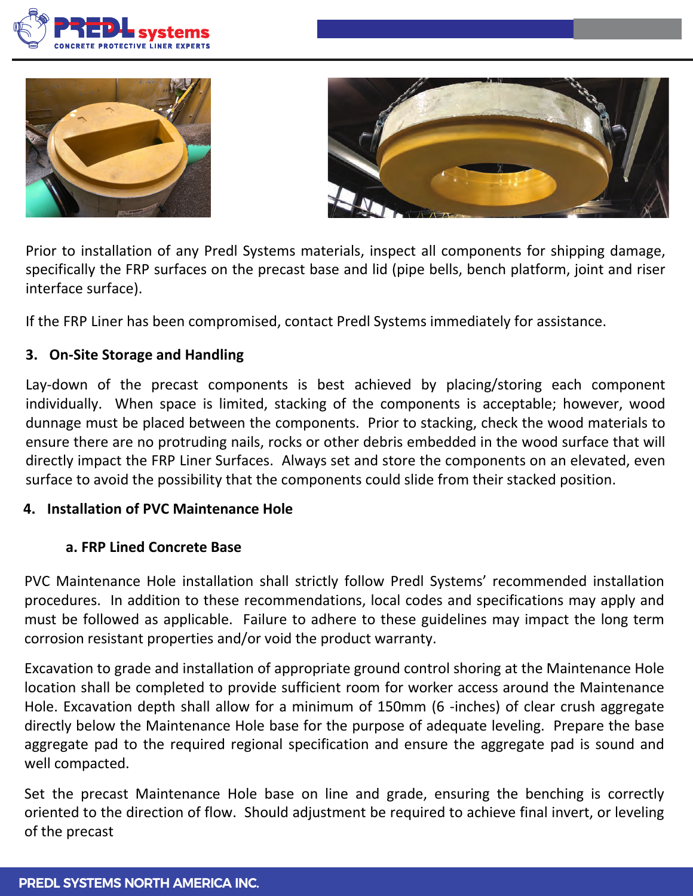Prior to installation of any Predl Systems materials, inspect all components for shipping damage, specifically the FRP surfaces on the precast base and lid (pipe bells, bench platform, joint and riser interface surface).

If the FRP Liner has been compromised, contact Predl Systems immediately for assistance.

### 3. On-Site Storage and Handling

Lay-down of the precast components is best achieved by placing/storing each component individually. When space is limited, stacking of the components is acceptable; however, wood dunnage must be placed between the components. Prior to stacking, check the wood materials to ensure there are no protruding nails, rocks or other debris embedded in the wood surface that will directly impact the FRP Liner Surfaces. Always set and store the components on an elevated, even surface to avoid the possibility that the components could slide from their stacked position.

### 4. Installation of PVC Maintenance Hole

#### a. FRP Lined Concrete Base

PVC Maintenance Hole installation shall strictly follow Predl Systems' recommended installation procedures. In addition to these recommendations, local codes and specifications may apply and must be followed as applicable. Failure to adhere to these guidelines may impact the long term corrosion resistant properties and/or void the product warranty.

Excavation to grade and installation of appropriate ground control shoring at the Maintenance Hole location shall be completed to provide sufficient room for worker access around the Maintenance Hole. Excavation depth shall allow for a minimum of 150mm (6 -inches) of clear crush aggregate directly below the Maintenance Hole base for the purpose of adequate leveling. Prepare the base aggregate pad to the required regional specification and ensure the aggregate pad is sound and well compacted.

Set the precast Maintenance Hole base on line and grade, ensuring the benching is correctly oriented to the direction of flow. Should adjustment be required to achieve final invert, or leveling of the precast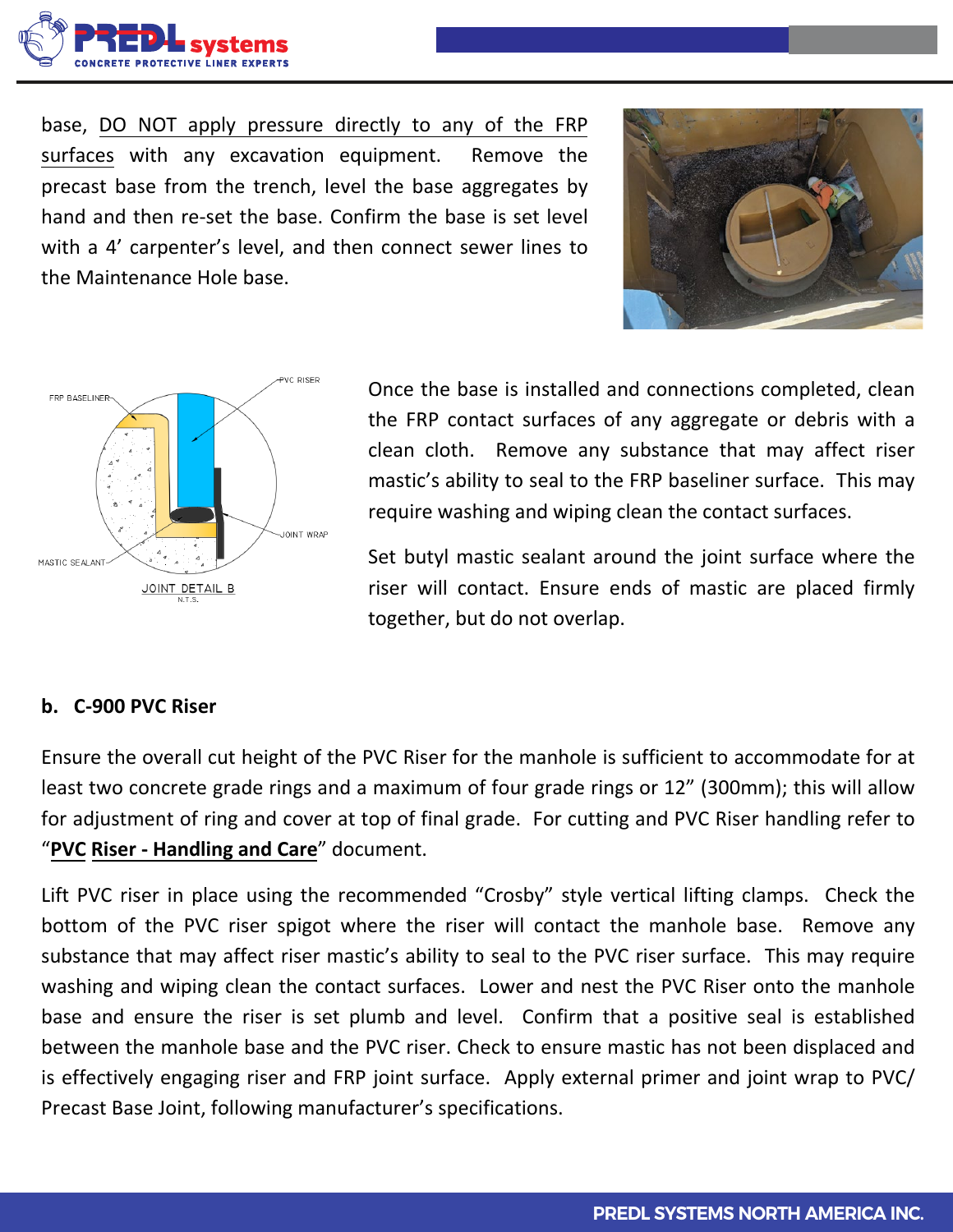base, DO NOT apply pressure directly to any of the FRP surfaces with any excavation equipment. Remove the precast base from the trench, level the base aggregates by hand and then re-set the base. Confirm the base is set level with a 4' carpenter's level, and then connect sewer lines to the Maintenance Hole base.

Once the base is installed and connections completed, clean the FRP contact surfaces of any aggregate or debris with a clean cloth. Remove any substance that may affect riser mastic's ability to seal to the FRP baseliner surface. This may require washing and wiping clean the contact surfaces.

Set butyl mastic sealant around the joint surface where the riser will contact. Ensure ends of mastic are placed firmly together, but do not overlap.

**b. C-900 PVC Riser**

Ensure the overall cut height of the PVC Riser for the manhole is sufficient to accommodate for at least two concrete grade rings and a maximum of four grade rings or 12" (300mm); this will allow for adjustment of ring and cover at top of final grade. For cutting and PVC Riser handling refer to "**PVC Riser - Handling and Care**" document.

Lift PVC riser in place using the recommended "Crosby" style vertical lifting clamps. Check the bottom of the PVC riser spigot where the riser will contact the manhole base. Remove any substance that may affect riser mastic's ability to seal to the PVC riser surface. This may require washing and wiping clean the contact surfaces. Lower and nest the PVC Riser onto the manhole base and ensure the riser is set plumb and level. Confirm that a positive seal is established between the manhole base and the PVC riser. Check to ensure mastic has not been displaced and is effectively engaging riser and FRP joint surface. Apply external primer and joint wrap to PVC/ Precast Base Joint, following manufacturer's specifications.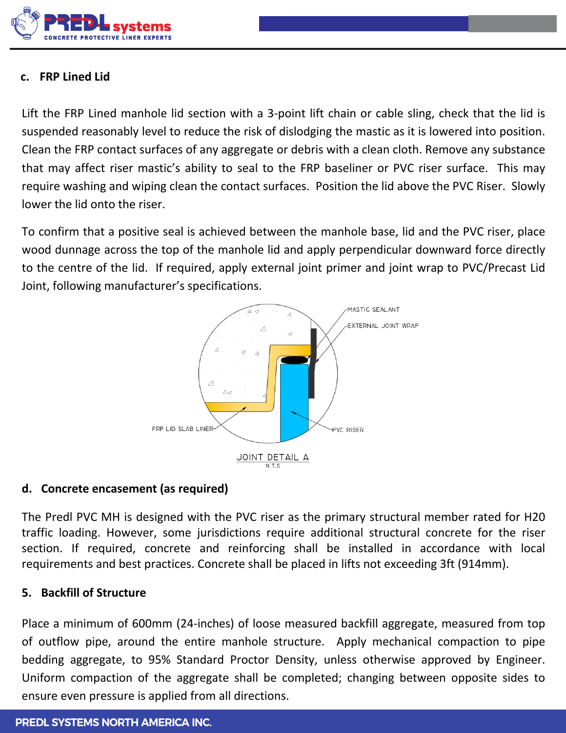### c. FRP Lined Lid

Lift the FRP Lined manhole lid section with a 3-point lift chain or cable sling, check that the lid is suspended reasonably level to reduce the risk of dislodging the mastic as it is lowered into position. Clean the FRP contact surfaces of any aggregate or debris with a clean cloth. Remove any substance that may affect riser mastic's ability to seal to the FRP baseliner or PVC riser surface. This may require washing and wiping clean the contact surfaces. Position the lid above the PVC Riser. Slowly lower the lid onto the riser.

To confirm that a positive seal is achieved between the manhole base, lid and the PVC riser, place wood dunnage across the top of the manhole lid and apply perpendicular downward force directly to the centre of the lid. If required, apply external joint primer and joint wrap to PVC/Precast Lid Joint, following manufacturer's specifications.

MASTIC SEALANT

EXTERNAL JOINT WRAP

FRP LID SLAB LINER

PVC RISER

JOINT DETAIL A
N.T.S

### d. Concrete encasement (as required)

The Predl PVC MH is designed with the PVC riser as the primary structural member rated for H20 traffic loading. However, some jurisdictions require additional structural concrete for the riser section. If required, concrete and reinforcing shall be installed in accordance with local requirements and best practices. Concrete shall be placed in lifts not exceeding 3ft (914mm).

## 5. Backfill of Structure

Place a minimum of 600mm (24-inches) of loose measured backfill aggregate, measured from top of outflow pipe, around the entire manhole structure. Apply mechanical compaction to pipe bedding aggregate, to 95% Standard Proctor Density, unless otherwise approved by Engineer. Uniform compaction of the aggregate shall be completed; changing between opposite sides to ensure even pressure is applied from all directions.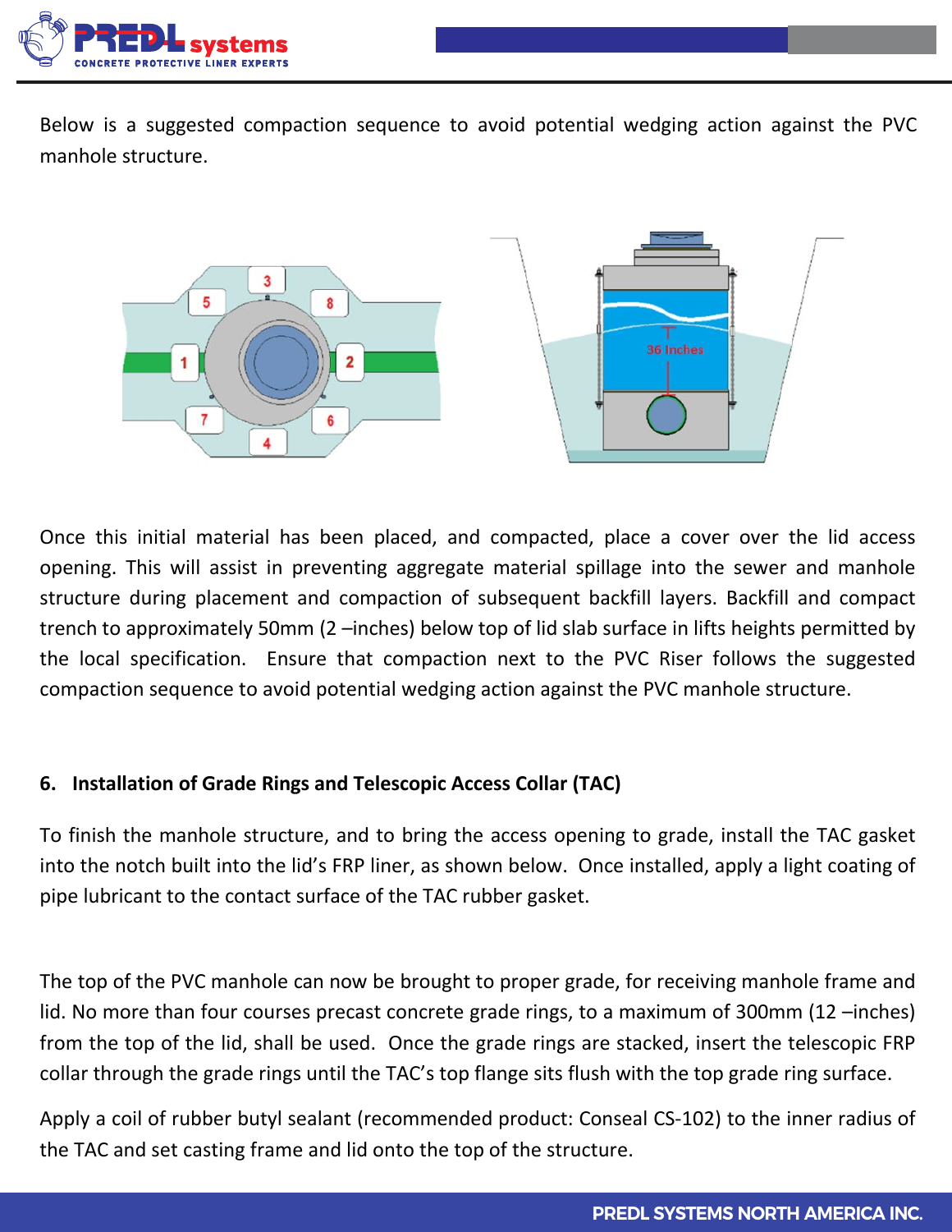Below is a suggested compaction sequence to avoid potential wedging action against the PVC manhole structure.

Once this initial material has been placed, and compacted, place a cover over the lid access opening. This will assist in preventing aggregate material spillage into the sewer and manhole structure during placement and compaction of subsequent backfill layers. Backfill and compact trench to approximately 50mm (2 –inches) below top of lid slab surface in lifts heights permitted by the local specification. Ensure that compaction next to the PVC Riser follows the suggested compaction sequence to avoid potential wedging action against the PVC manhole structure.

**6. Installation of Grade Rings and Telescopic Access Collar (TAC)**

To finish the manhole structure, and to bring the access opening to grade, install the TAC gasket into the notch built into the lid's FRP liner, as shown below. Once installed, apply a light coating of pipe lubricant to the contact surface of the TAC rubber gasket.

The top of the PVC manhole can now be brought to proper grade, for receiving manhole frame and lid. No more than four courses precast concrete grade rings, to a maximum of 300mm (12 –inches) from the top of the lid, shall be used. Once the grade rings are stacked, insert the telescopic FRP collar through the grade rings until the TAC's top flange sits flush with the top grade ring surface.

Apply a coil of rubber butyl sealant (recommended product: Conseal CS-102) to the inner radius of the TAC and set casting frame and lid onto the top of the structure.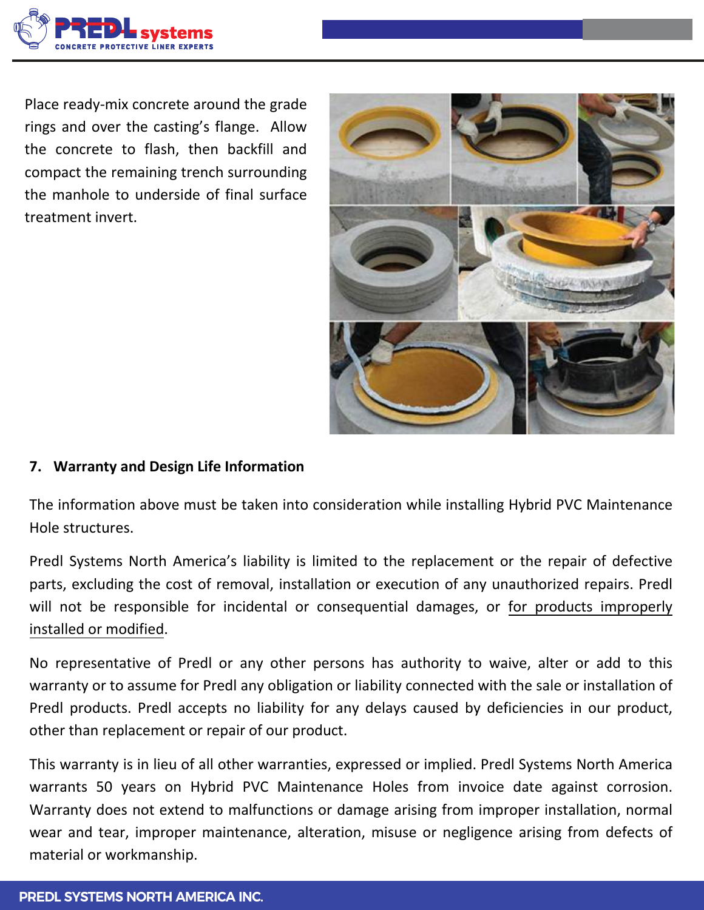Place ready-mix concrete around the grade rings and over the casting's flange. Allow the concrete to flash, then backfill and compact the remaining trench surrounding the manhole to underside of final surface treatment invert.

**7. Warranty and Design Life Information**

The information above must be taken into consideration while installing Hybrid PVC Maintenance Hole structures.

Predl Systems North America's liability is limited to the replacement or the repair of defective parts, excluding the cost of removal, installation or execution of any unauthorized repairs. Predl will not be responsible for incidental or consequential damages, or for products improperly installed or modified.

No representative of Predl or any other persons has authority to waive, alter or add to this warranty or to assume for Predl any obligation or liability connected with the sale or installation of Predl products. Predl accepts no liability for any delays caused by deficiencies in our product, other than replacement or repair of our product.

This warranty is in lieu of all other warranties, expressed or implied. Predl Systems North America warrants 50 years on Hybrid PVC Maintenance Holes from invoice date against corrosion. Warranty does not extend to malfunctions or damage arising from improper installation, normal wear and tear, improper maintenance, alteration, misuse or negligence arising from defects of material or workmanship.